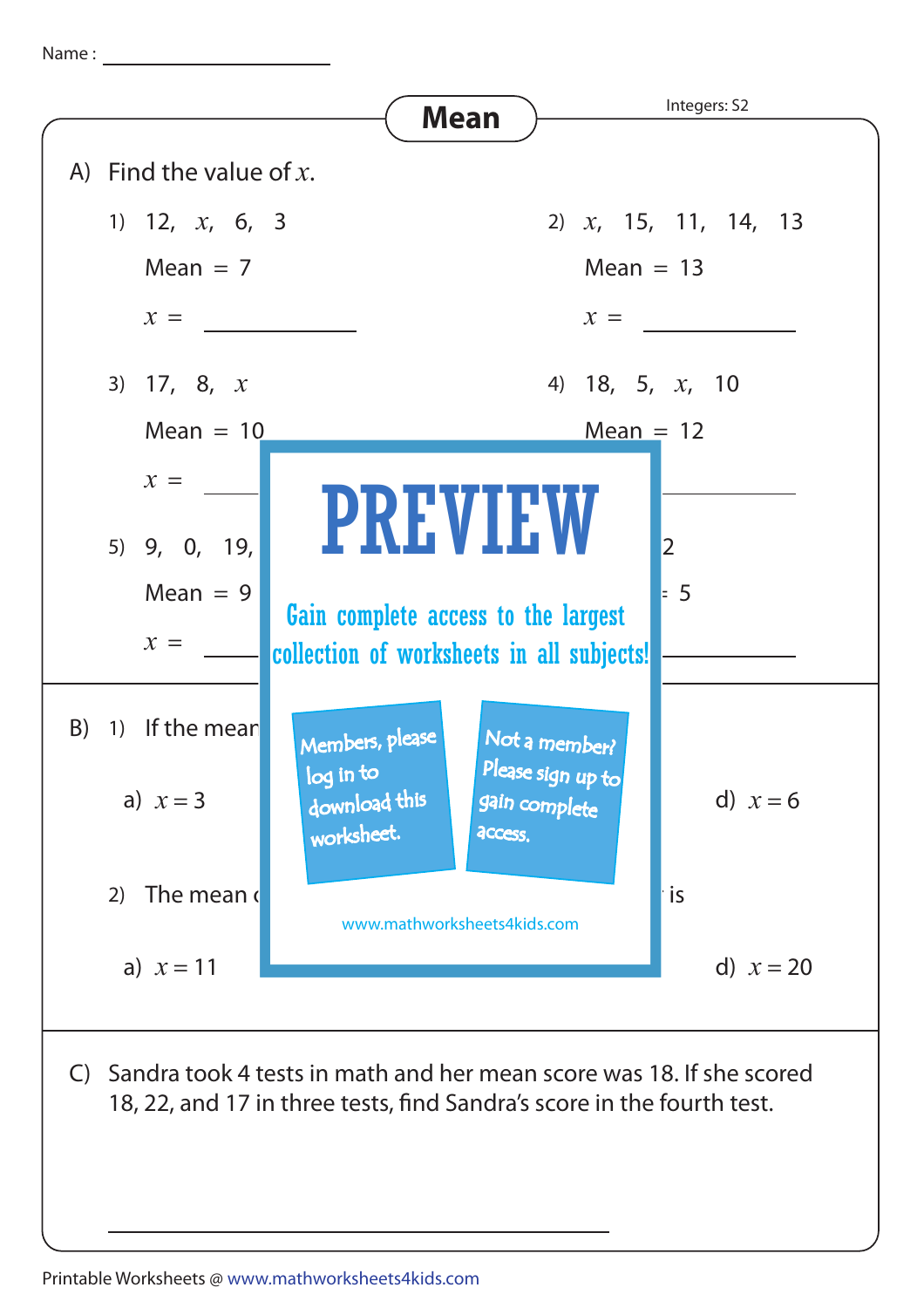Name : ____________________

# Mean

Integers: S2

A) Find the value of $x$.

1) 12, $x$, 6, 3

Mean = 7

$x$ = ____________

2) $x$, 15, 11, 14, 13

Mean = 13

$x$ = ____________

3) 17, 8, $x$

Mean = 10

$x$ = ____________

4) 18, 5, $x$, 10

Mean = 12

$x$ = ____________

5) 9, 0, 19,

Mean = 9

$x$ = ____________

2

= 5

____________

B) 1) If the mean

a) $x = 3$

d) $x = 6$

2) The mean

is

a) $x = 11$

d) $x = 20$

PREVIEW

Gain complete access to the largest collection of worksheets in all subjects!

Members, please log in to download this worksheet.

Not a member? Please sign up to gain complete access.

www.mathworksheets4kids.com

C) Sandra took 4 tests in math and her mean score was 18. If she scored 18, 22, and 17 in three tests, find Sandra's score in the fourth test.

____________________________________

Printable Worksheets @ www.mathworksheets4kids.com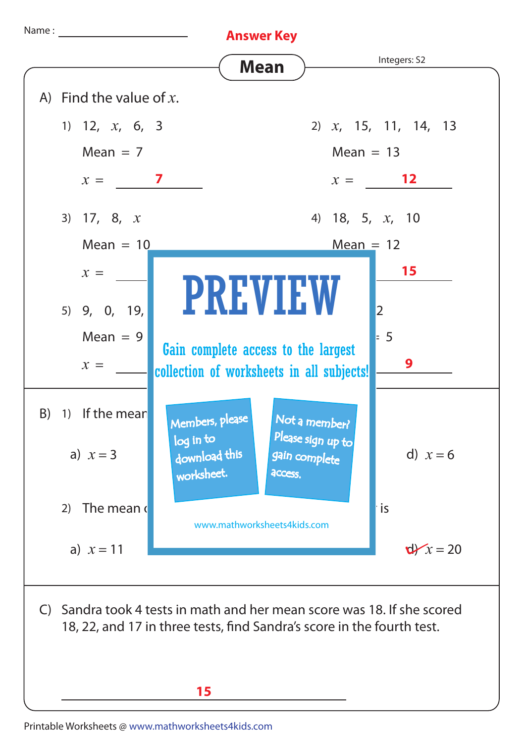Name : ________________

**Answer Key**

# Mean

Integers: S2

A) Find the value of $x$.

1) 12, $x$, 6, 3

Mean = 7

$x$ = **7**

2) $x$, 15, 11, 14, 13

Mean = 13

$x$ = **12**

3) 17, 8, $x$

Mean = 10

$x$ = ______

4) 18, 5, $x$, 10

Mean = 12

$x$ = **15**

5) 9, 0, 19,

Mean = 9

$x$ = ______

2

= 5

**9**

B) 1) If the mean

a) $x = 3$

d) $x = 6$

2) The mean

is

a) $x = 11$

d) $x = 20$

PREVIEW

Gain complete access to the largest collection of worksheets in all subjects!

Members, please log in to download this worksheet.

Not a member? Please sign up to gain complete access.

www.mathworksheets4kids.com

C) Sandra took 4 tests in math and her mean score was 18. If she scored 18, 22, and 17 in three tests, find Sandra's score in the fourth test.

**15**

Printable Worksheets @ www.mathworksheets4kids.com